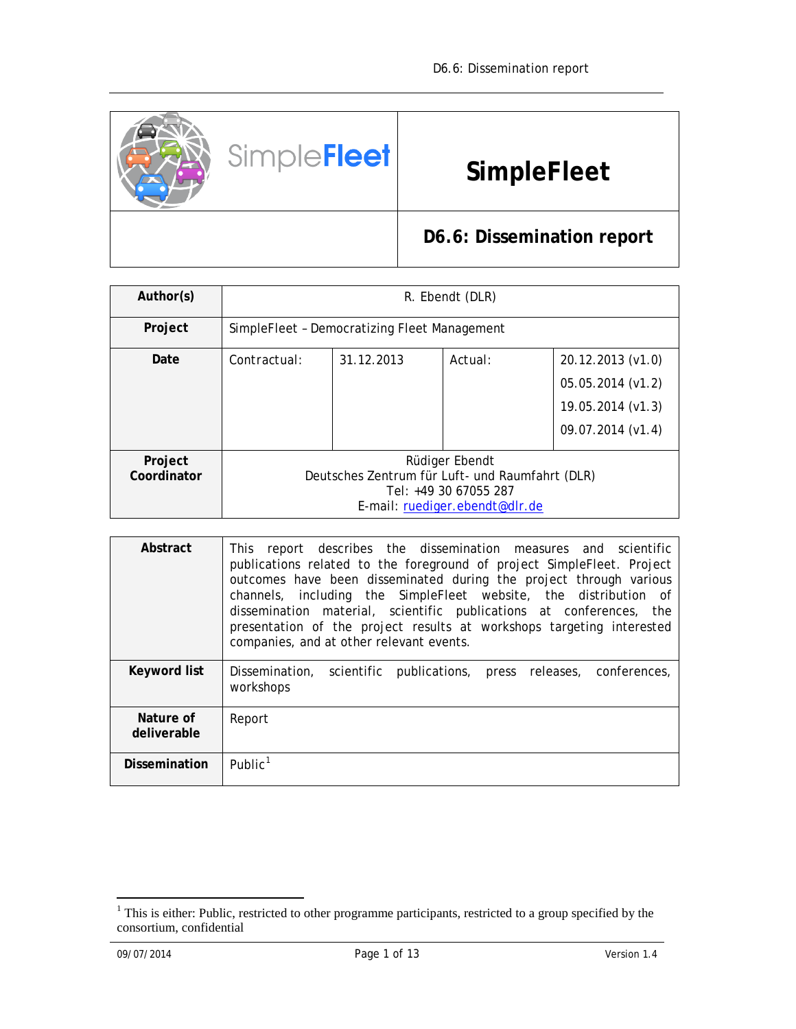# SimpleFleet

## D6.6: Dissemination report

| Author(s) | R. Ebendt (DLR) | | |
|---|---|---|---|
| **Project** | SimpleFleet – Democratizing Fleet Management | | |
| **Date** | Contractual: | 31.12.2013 | Actual: | 20.12.2013 (v1.0)<br>05.05.2014 (v1.2)<br>19.05.2014 (v1.3)<br>09.07.2014 (v1.4) |
| **Project Coordinator** | Rüdiger Ebendt<br>Deutsches Zentrum für Luft- und Raumfahrt (DLR)<br>Tel: +49 30 67055 287<br>E-mail: ruediger.ebendt@dlr.de | | |

| **Abstract** | This report describes the dissemination measures and scientific publications related to the foreground of project SimpleFleet. Project outcomes have been disseminated during the project through various channels, including the SimpleFleet website, the distribution of dissemination material, scientific publications at conferences, the presentation of the project results at workshops targeting interested companies, and at other relevant events. |
|---|---|
| **Keyword list** | Dissemination, scientific publications, press releases, conferences, workshops |
| **Nature of deliverable** | Report |
| **Dissemination** | Public[1] |

[1] This is either: Public, restricted to other programme participants, restricted to a group specified by the consortium, confidential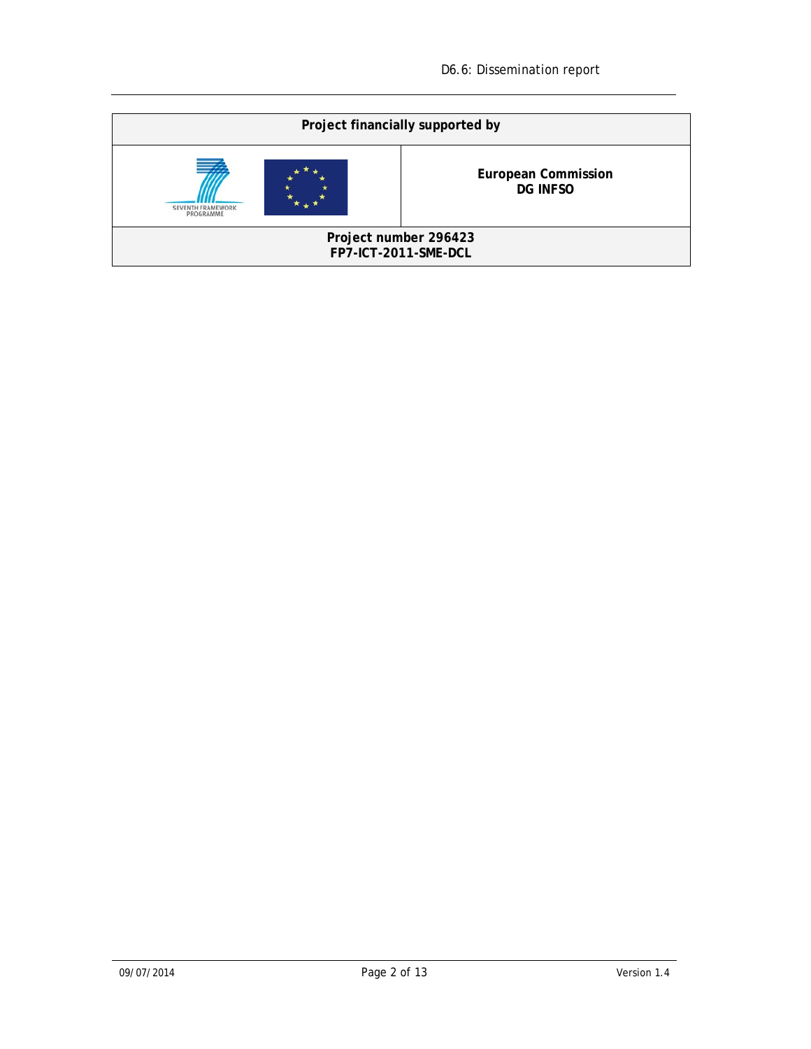| Project financially supported by | |
|---|---|
| SEVENTH FRAMEWORK PROGRAMME | **European Commission**<br>**DG INFSO** |
| **Project number 296423**<br>**FP7-ICT-2011-SME-DCL** | |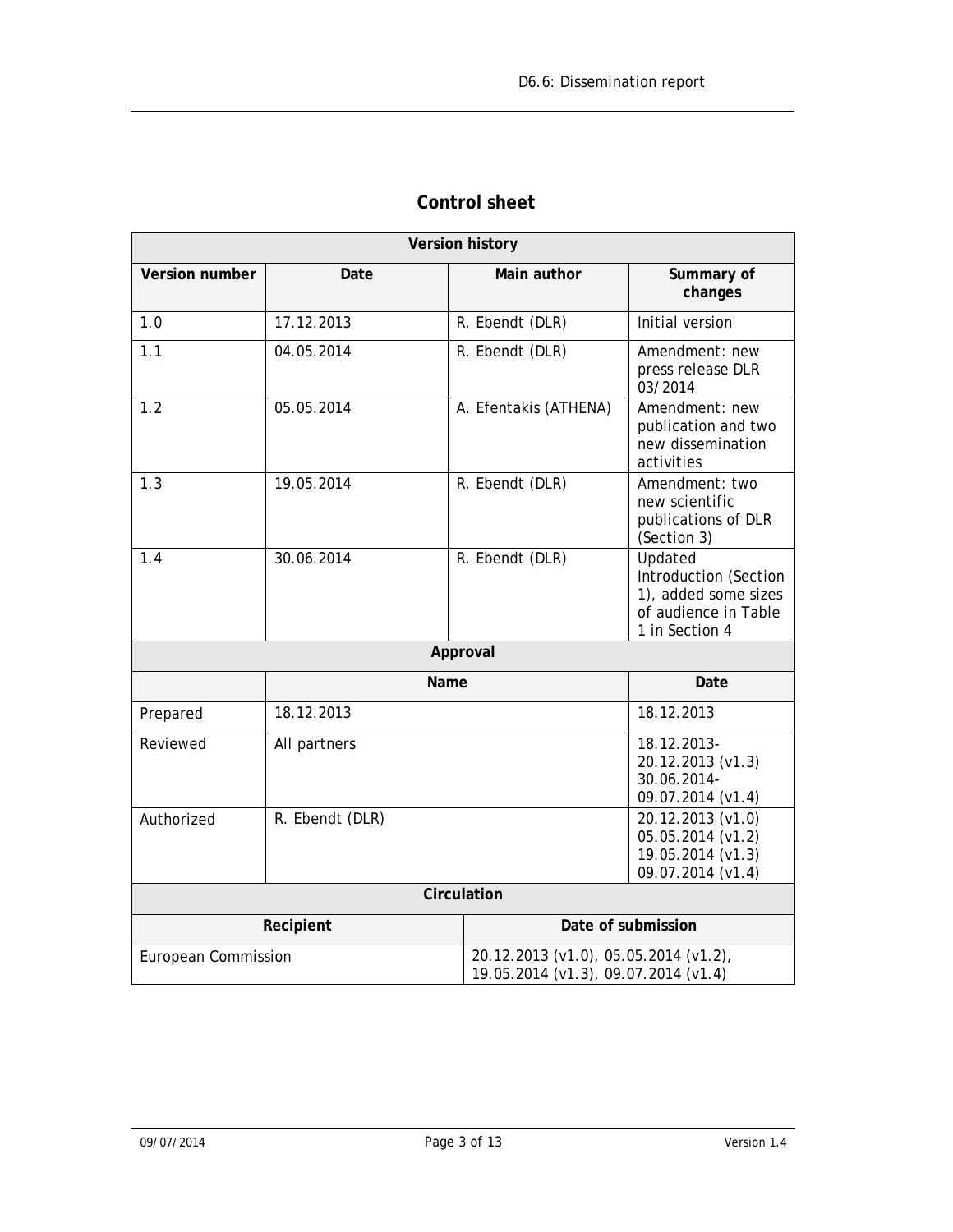# Control sheet

| Version history | | | |
|---|---|---|---|
| **Version number** | **Date** | **Main author** | **Summary of changes** |
| 1.0 | 17.12.2013 | R. Ebendt (DLR) | Initial version |
| 1.1 | 04.05.2014 | R. Ebendt (DLR) | Amendment: new press release DLR 03/2014 |
| 1.2 | 05.05.2014 | A. Efentakis (ATHENA) | Amendment: new publication and two new dissemination activities |
| 1.3 | 19.05.2014 | R. Ebendt (DLR) | Amendment: two new scientific publications of DLR (Section 3) |
| 1.4 | 30.06.2014 | R. Ebendt (DLR) | Updated Introduction (Section 1), added some sizes of audience in Table 1 in Section 4 |

| Approval | | |
|---|---|---|
| | **Name** | **Date** |
| Prepared | 18.12.2013 | 18.12.2013 |
| Reviewed | All partners | 18.12.2013-20.12.2013 (v1.3) 30.06.2014-09.07.2014 (v1.4) |
| Authorized | R. Ebendt (DLR) | 20.12.2013 (v1.0) 05.05.2014 (v1.2) 19.05.2014 (v1.3) 09.07.2014 (v1.4) |

| Circulation | |
|---|---|
| **Recipient** | **Date of submission** |
| European Commission | 20.12.2013 (v1.0), 05.05.2014 (v1.2), 19.05.2014 (v1.3), 09.07.2014 (v1.4) |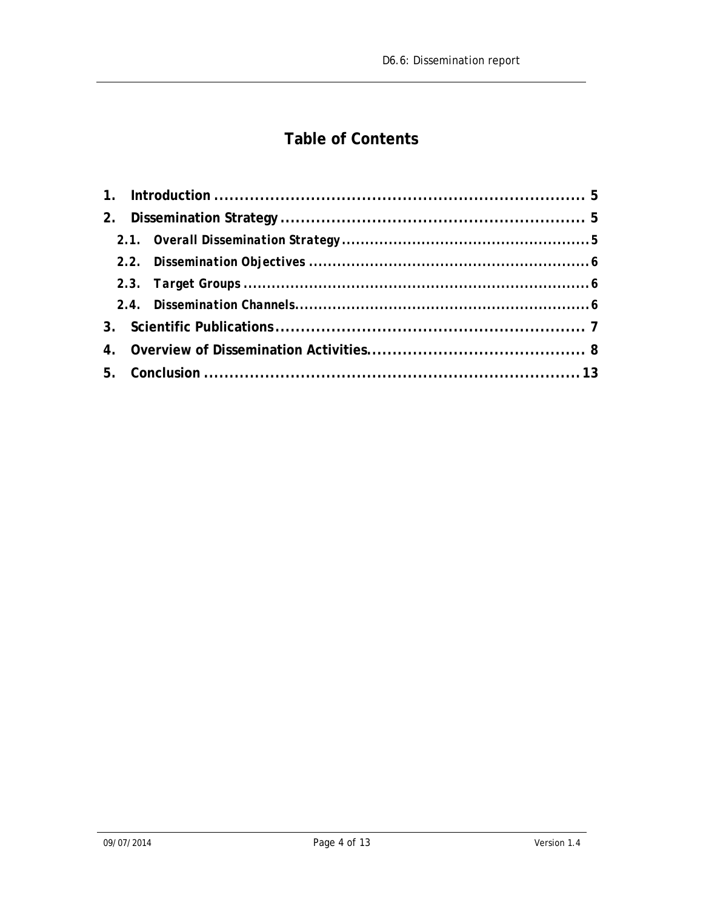# Table of Contents

1. Introduction ........................................................................ 5
2. Dissemination Strategy ............................................................ 5
   - 2.1. *Overall Dissemination Strategy* .................................................... 5
   - 2.2. *Dissemination Objectives* ........................................................... 6
   - 2.3. *Target Groups* ......................................................................... 6
   - 2.4. *Dissemination Channels* .............................................................. 6
3. Scientific Publications ............................................................ 7
4. Overview of Dissemination Activities .......................................... 8
5. Conclusion .......................................................................... 13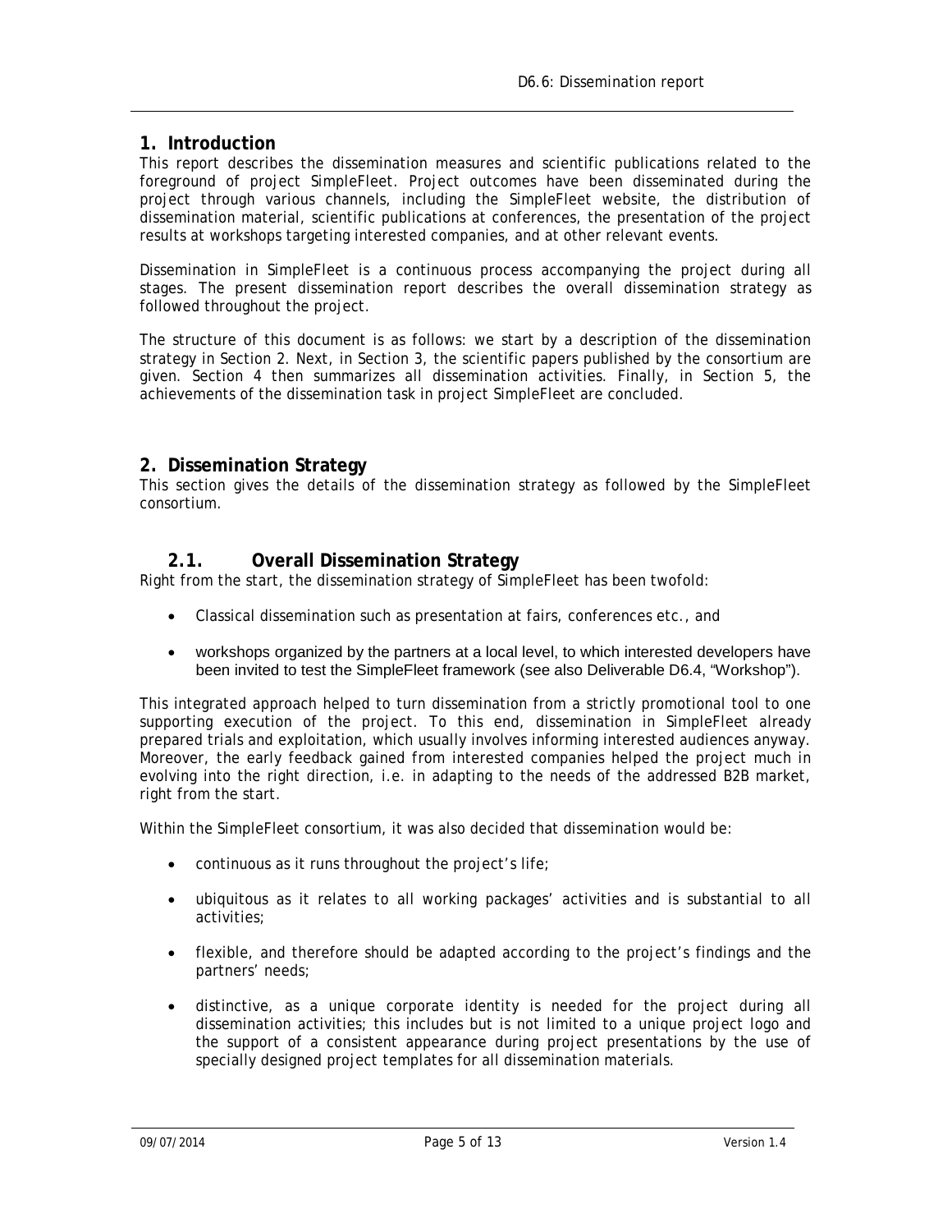# 1. Introduction

This report describes the dissemination measures and scientific publications related to the foreground of project SimpleFleet. Project outcomes have been disseminated during the project through various channels, including the SimpleFleet website, the distribution of dissemination material, scientific publications at conferences, the presentation of the project results at workshops targeting interested companies, and at other relevant events.

Dissemination in SimpleFleet is a continuous process accompanying the project during all stages. The present dissemination report describes the overall dissemination strategy as followed throughout the project.

The structure of this document is as follows: we start by a description of the dissemination strategy in Section 2. Next, in Section 3, the scientific papers published by the consortium are given. Section 4 then summarizes all dissemination activities. Finally, in Section 5, the achievements of the dissemination task in project SimpleFleet are concluded.

# 2. Dissemination Strategy

This section gives the details of the dissemination strategy as followed by the SimpleFleet consortium.

## 2.1. Overall Dissemination Strategy

Right from the start, the dissemination strategy of SimpleFleet has been twofold:

- Classical dissemination such as presentation at fairs, conferences etc., and
- workshops organized by the partners at a local level, to which interested developers have been invited to test the SimpleFleet framework (see also Deliverable D6.4, "Workshop").

This integrated approach helped to turn dissemination from a strictly promotional tool to one supporting execution of the project. To this end, dissemination in SimpleFleet already prepared trials and exploitation, which usually involves informing interested audiences anyway. Moreover, the early feedback gained from interested companies helped the project much in evolving into the right direction, i.e. in adapting to the needs of the addressed B2B market, right from the start.

Within the SimpleFleet consortium, it was also decided that dissemination would be:

- continuous as it runs throughout the project's life;
- ubiquitous as it relates to all working packages' activities and is substantial to all activities;
- flexible, and therefore should be adapted according to the project's findings and the partners' needs;
- distinctive, as a unique corporate identity is needed for the project during all dissemination activities; this includes but is not limited to a unique project logo and the support of a consistent appearance during project presentations by the use of specially designed project templates for all dissemination materials.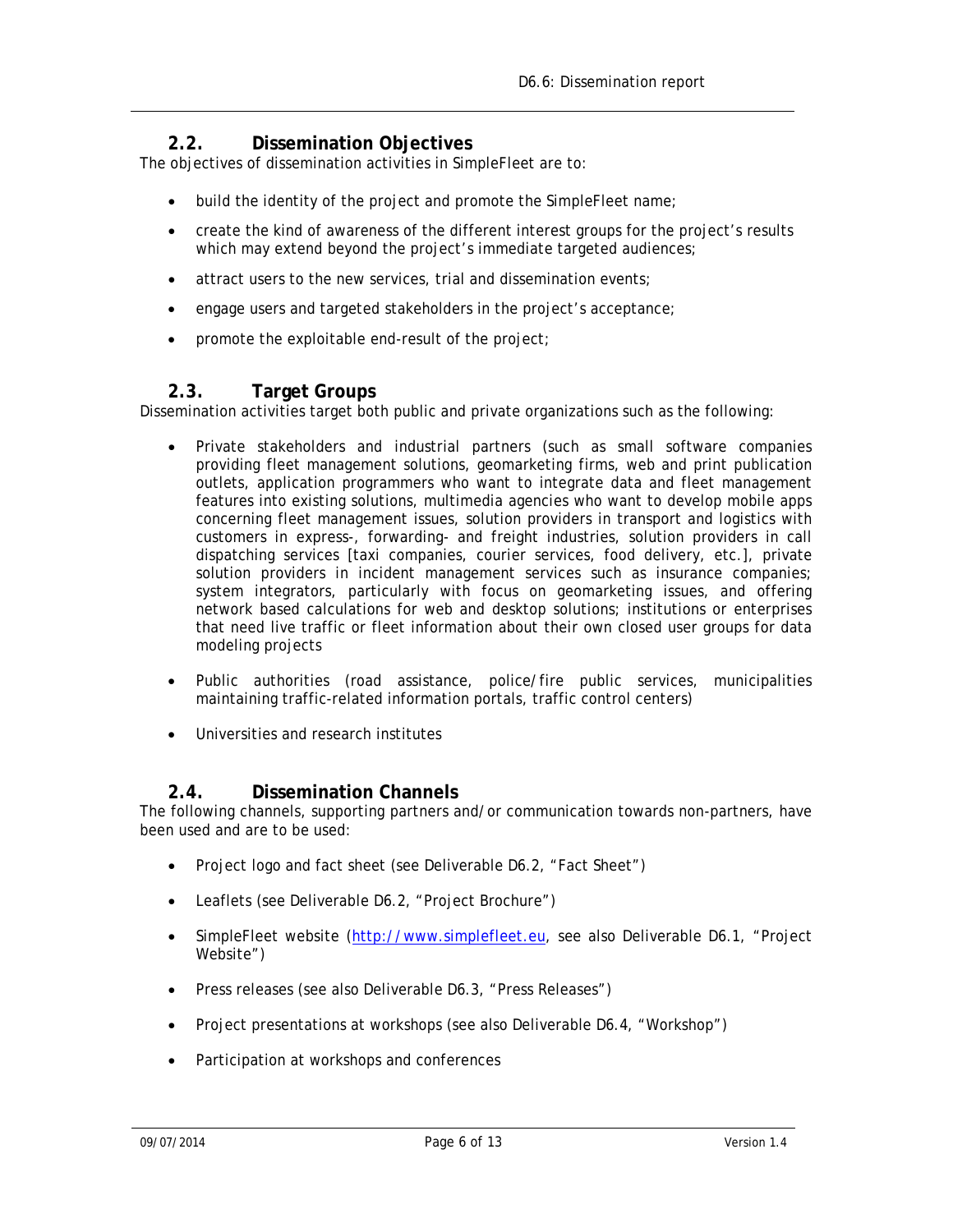## 2.2. Dissemination Objectives

The objectives of dissemination activities in SimpleFleet are to:

- build the identity of the project and promote the SimpleFleet name;
- create the kind of awareness of the different interest groups for the project's results which may extend beyond the project's immediate targeted audiences;
- attract users to the new services, trial and dissemination events;
- engage users and targeted stakeholders in the project's acceptance;
- promote the exploitable end-result of the project;

## 2.3. Target Groups

Dissemination activities target both public and private organizations such as the following:

- Private stakeholders and industrial partners (such as small software companies providing fleet management solutions, geomarketing firms, web and print publication outlets, application programmers who want to integrate data and fleet management features into existing solutions, multimedia agencies who want to develop mobile apps concerning fleet management issues, solution providers in transport and logistics with customers in express-, forwarding- and freight industries, solution providers in call dispatching services [taxi companies, courier services, food delivery, etc.], private solution providers in incident management services such as insurance companies; system integrators, particularly with focus on geomarketing issues, and offering network based calculations for web and desktop solutions; institutions or enterprises that need live traffic or fleet information about their own closed user groups for data modeling projects
- Public authorities (road assistance, police/fire public services, municipalities maintaining traffic-related information portals, traffic control centers)
- Universities and research institutes

## 2.4. Dissemination Channels

The following channels, supporting partners and/or communication towards non-partners, have been used and are to be used:

- Project logo and fact sheet (see Deliverable D6.2, "Fact Sheet")
- Leaflets (see Deliverable D6.2, "Project Brochure")
- SimpleFleet website (http://www.simplefleet.eu, see also Deliverable D6.1, "Project Website")
- Press releases (see also Deliverable D6.3, "Press Releases")
- Project presentations at workshops (see also Deliverable D6.4, "Workshop")
- Participation at workshops and conferences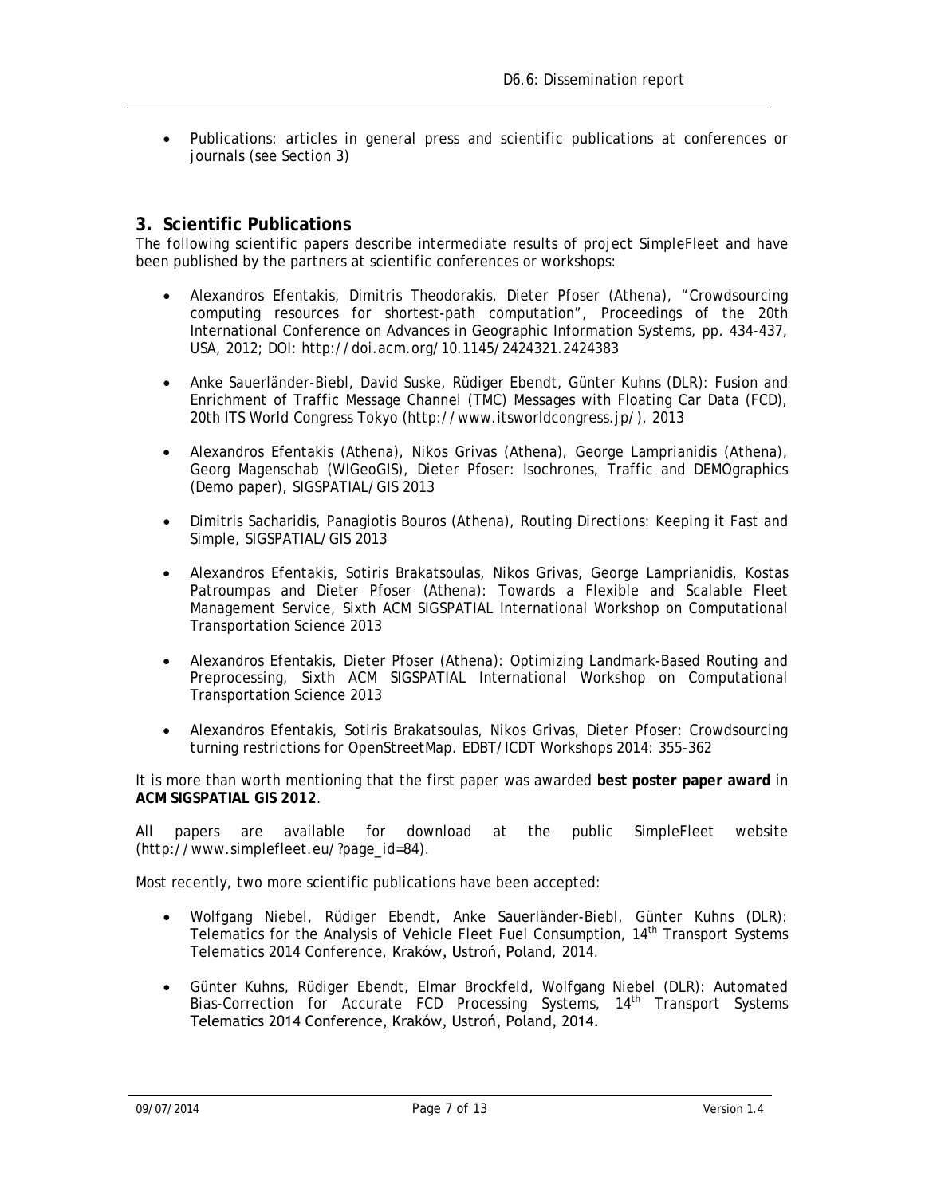- Publications: articles in general press and scientific publications at conferences or journals (see Section 3)

## 3. Scientific Publications

The following scientific papers describe intermediate results of project SimpleFleet and have been published by the partners at scientific conferences or workshops:

- Alexandros Efentakis, Dimitris Theodorakis, Dieter Pfoser (Athena), "Crowdsourcing computing resources for shortest-path computation", Proceedings of the 20th International Conference on Advances in Geographic Information Systems, pp. 434-437, USA, 2012; DOI: http://doi.acm.org/10.1145/2424321.2424383
- Anke Sauerländer-Biebl, David Suske, Rüdiger Ebendt, Günter Kuhns (DLR): Fusion and Enrichment of Traffic Message Channel (TMC) Messages with Floating Car Data (FCD), 20th ITS World Congress Tokyo (http://www.itsworldcongress.jp/), 2013
- Alexandros Efentakis (Athena), Nikos Grivas (Athena), George Lamprianidis (Athena), Georg Magenschab (WIGeoGIS), Dieter Pfoser: Isochrones, Traffic and DEMOgraphics (Demo paper), SIGSPATIAL/GIS 2013
- Dimitris Sacharidis, Panagiotis Bouros (Athena), Routing Directions: Keeping it Fast and Simple, SIGSPATIAL/GIS 2013
- Alexandros Efentakis, Sotiris Brakatsoulas, Nikos Grivas, George Lamprianidis, Kostas Patroumpas and Dieter Pfoser (Athena): Towards a Flexible and Scalable Fleet Management Service, Sixth ACM SIGSPATIAL International Workshop on Computational Transportation Science 2013
- Alexandros Efentakis, Dieter Pfoser (Athena): Optimizing Landmark-Based Routing and Preprocessing, Sixth ACM SIGSPATIAL International Workshop on Computational Transportation Science 2013
- Alexandros Efentakis, Sotiris Brakatsoulas, Nikos Grivas, Dieter Pfoser: Crowdsourcing turning restrictions for OpenStreetMap. EDBT/ICDT Workshops 2014: 355-362

It is more than worth mentioning that the first paper was awarded **best poster paper award** in **ACM SIGSPATIAL GIS 2012**.

All papers are available for download at the public SimpleFleet website (http://www.simplefleet.eu/?page_id=84).

Most recently, two more scientific publications have been accepted:

- Wolfgang Niebel, Rüdiger Ebendt, Anke Sauerländer-Biebl, Günter Kuhns (DLR): Telematics for the Analysis of Vehicle Fleet Fuel Consumption, 14th Transport Systems Telematics 2014 Conference, Kraków, Ustroń, Poland, 2014.
- Günter Kuhns, Rüdiger Ebendt, Elmar Brockfeld, Wolfgang Niebel (DLR): Automated Bias-Correction for Accurate FCD Processing Systems, 14th Transport Systems Telematics 2014 Conference, Kraków, Ustroń, Poland, 2014.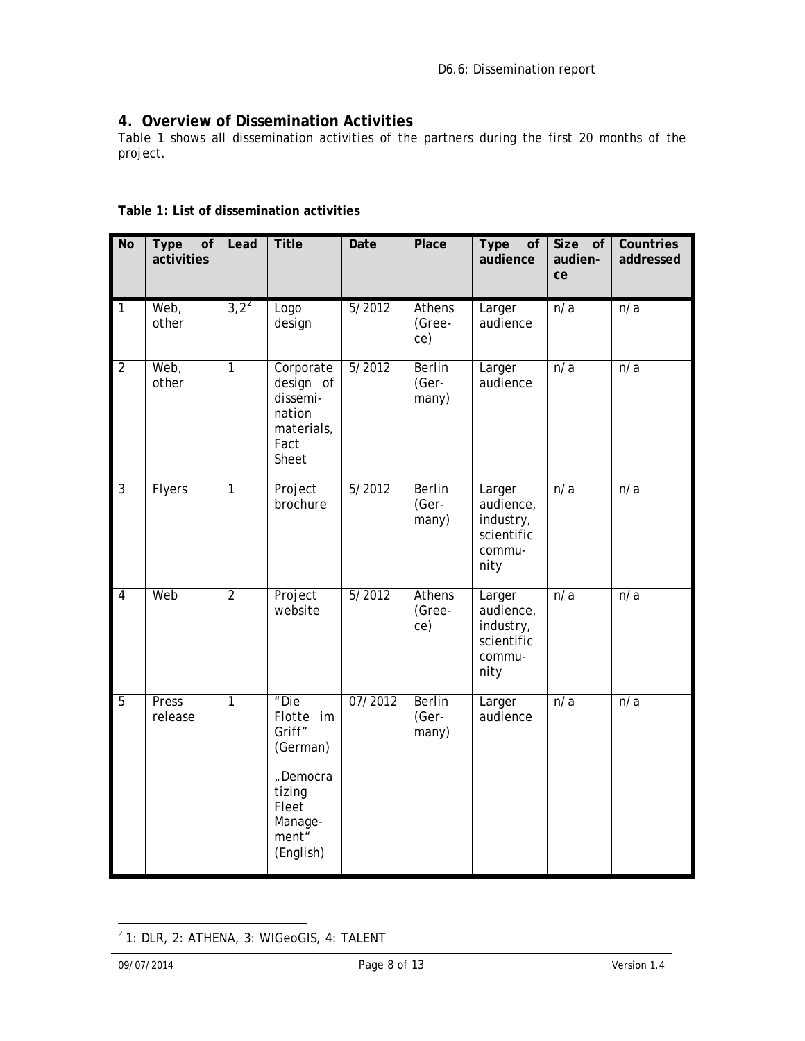## 4. Overview of Dissemination Activities

Table 1 shows all dissemination activities of the partners during the first 20 months of the project.

**Table 1: List of dissemination activities**

| No | Type of activities | Lead | Title | Date | Place | Type of audience | Size of audience | Countries addressed |
|---|---|---|---|---|---|---|---|---|
| 1 | Web, other | 3,2[2] | Logo design | 5/2012 | Athens (Greece) | Larger audience | n/a | n/a |
| 2 | Web, other | 1 | Corporate design of dissemination materials, Fact Sheet | 5/2012 | Berlin (Germany) | Larger audience | n/a | n/a |
| 3 | Flyers | 1 | Project brochure | 5/2012 | Berlin (Germany) | Larger audience, industry, scientific community | n/a | n/a |
| 4 | Web | 2 | Project website | 5/2012 | Athens (Greece) | Larger audience, industry, scientific community | n/a | n/a |
| 5 | Press release | 1 | "Die Flotte im Griff" (German) „Democratizing Fleet Management" (English) | 07/2012 | Berlin (Germany) | Larger audience | n/a | n/a |

[2] 1: DLR, 2: ATHENA, 3: WIGeoGIS, 4: TALENT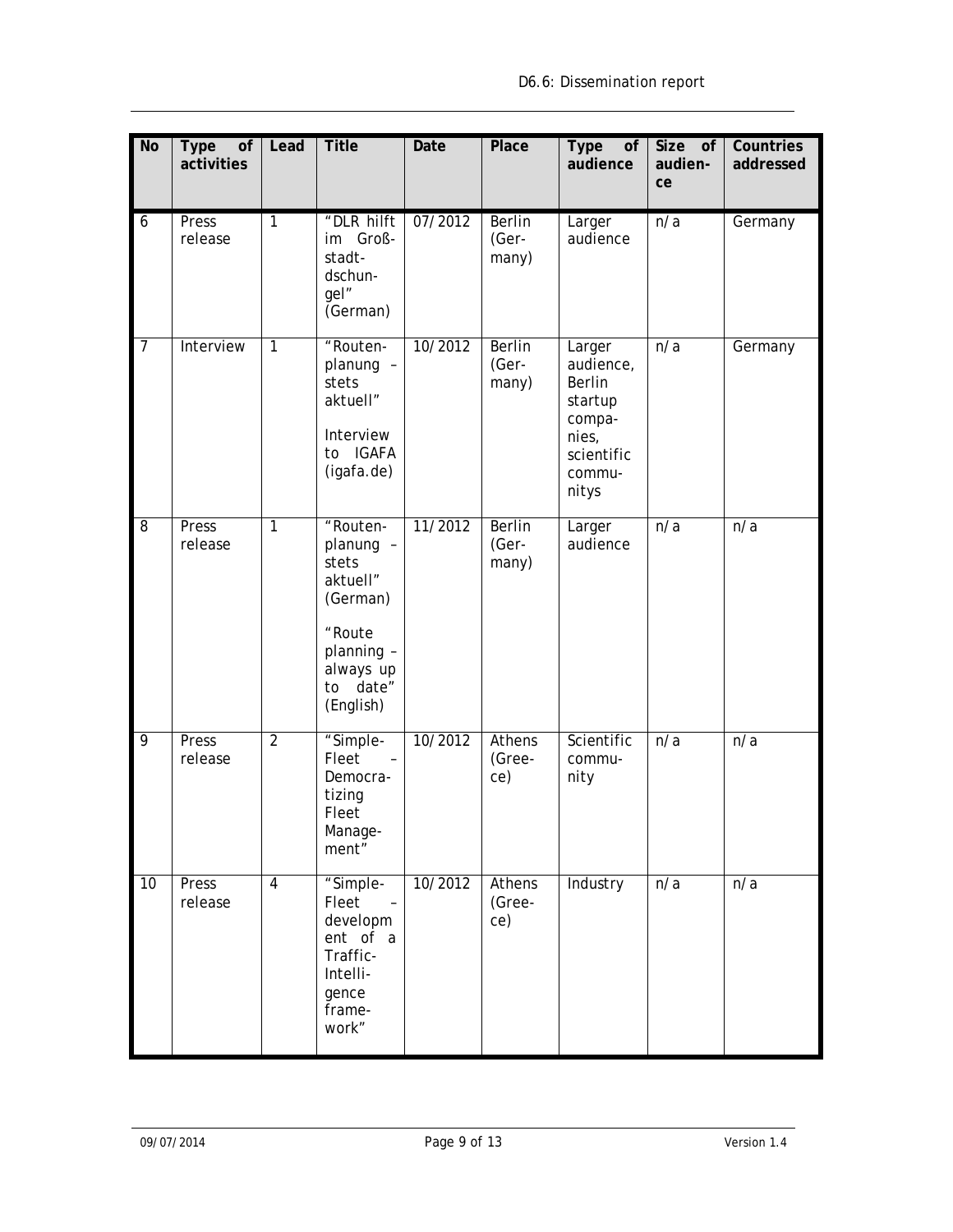| No | Type of activities | Lead | Title | Date | Place | Type of audience | Size of audience | Countries addressed |
|---|---|---|---|---|---|---|---|---|
| 6 | Press release | 1 | "DLR hilft im Großstadtdschungel" (German) | 07/2012 | Berlin (Germany) | Larger audience | n/a | Germany |
| 7 | Interview | 1 | "Routenplanung – stets aktuell" Interview to IGAFA (igafa.de) | 10/2012 | Berlin (Germany) | Larger audience, Berlin startup companies, scientific communitys | n/a | Germany |
| 8 | Press release | 1 | "Routenplanung – stets aktuell" (German) "Route planning – always up to date" (English) | 11/2012 | Berlin (Germany) | Larger audience | n/a | n/a |
| 9 | Press release | 2 | "Simple-Fleet – Democratizing Fleet Management" | 10/2012 | Athens (Greece) | Scientific community | n/a | n/a |
| 10 | Press release | 4 | "Simple-Fleet – development of a Traffic-Intelligence framework" | 10/2012 | Athens (Greece) | Industry | n/a | n/a |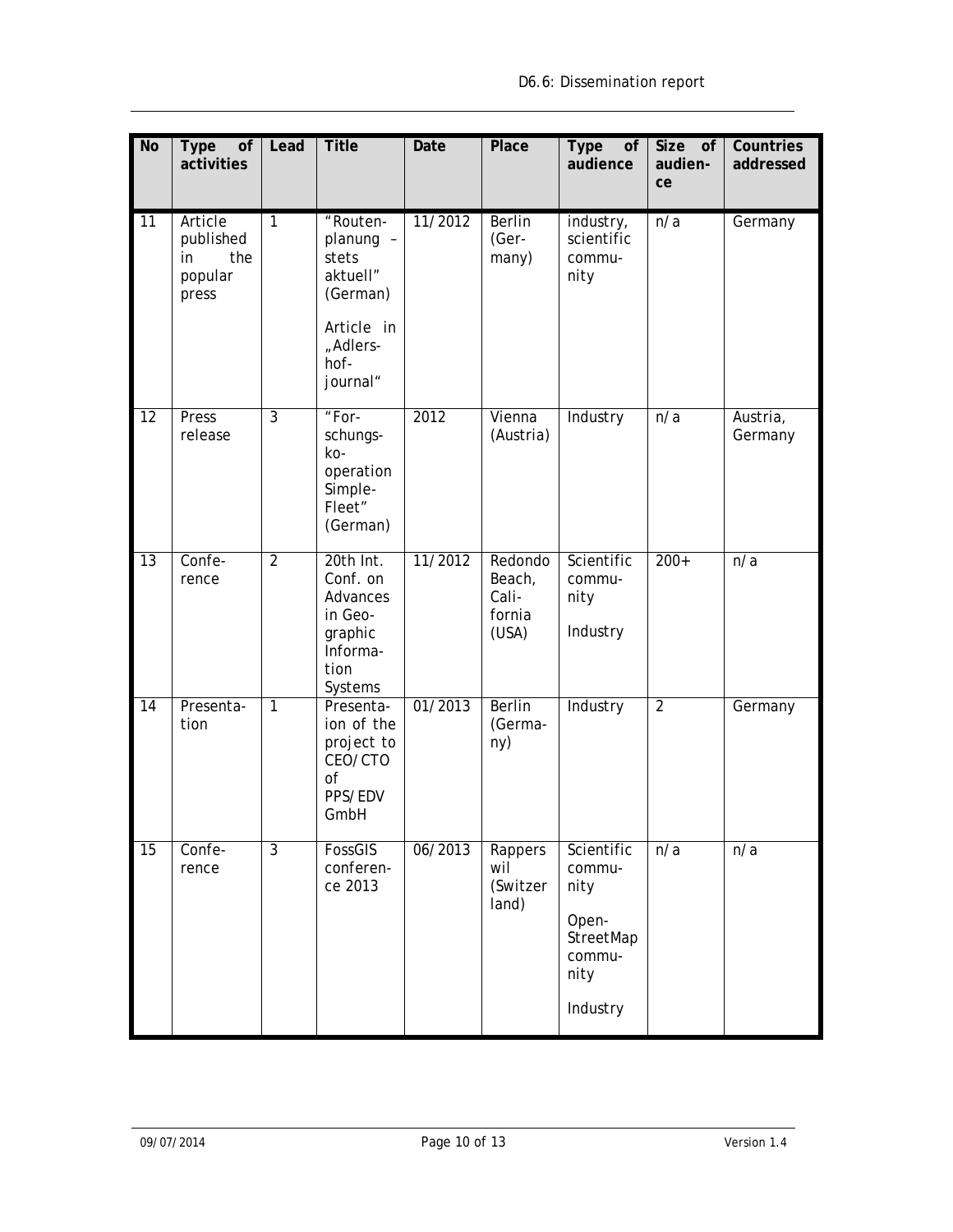| No | Type of activities | Lead | Title | Date | Place | Type of audience | Size of audience | Countries addressed |
|---|---|---|---|---|---|---|---|---|
| 11 | Article published in the popular press | 1 | "Routenplanung – stets aktuell" (German) Article in „Adlershof-journal" | 11/2012 | Berlin (Germany) | industry, scientific community | n/a | Germany |
| 12 | Press release | 3 | "Forschungskooperation Simple-Fleet" (German) | 2012 | Vienna (Austria) | Industry | n/a | Austria, Germany |
| 13 | Conference | 2 | 20th Int. Conf. on Advances in Geographic Information Systems | 11/2012 | Redondo Beach, California (USA) | Scientific community Industry | 200+ | n/a |
| 14 | Presentation | 1 | Presentation of the project to CEO/CTO of PPS/EDV GmbH | 01/2013 | Berlin (Germany) | Industry | 2 | Germany |
| 15 | Conference | 3 | FossGIS conference 2013 | 06/2013 | Rapperswil (Switzerland) | Scientific community OpenStreetMap community Industry | n/a | n/a |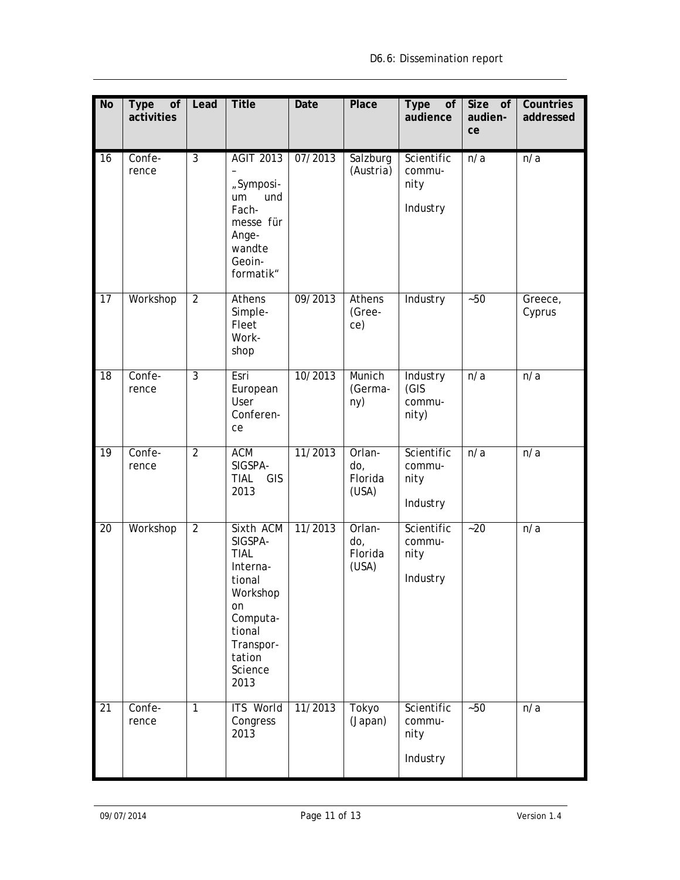| No | Type of activities | Lead | Title | Date | Place | Type of audience | Size of audience | Countries addressed |
|---|---|---|---|---|---|---|---|---|
| 16 | Conference | 3 | AGIT 2013 – „Symposium und Fachmesse für Angewandte Geoinformatik“ | 07/2013 | Salzburg (Austria) | Scientific community<br>Industry | n/a | n/a |
| 17 | Workshop | 2 | Athens SimpleFleet Workshop | 09/2013 | Athens (Greece) | Industry | ~50 | Greece, Cyprus |
| 18 | Conference | 3 | Esri European User Conference | 10/2013 | Munich (Germany) | Industry (GIS community) | n/a | n/a |
| 19 | Conference | 2 | ACM SIGSPATIAL GIS 2013 | 11/2013 | Orlando, Florida (USA) | Scientific community<br>Industry | n/a | n/a |
| 20 | Workshop | 2 | Sixth ACM SIGSPATIAL International Workshop on Computational Transportation Science 2013 | 11/2013 | Orlando, Florida (USA) | Scientific community<br>Industry | ~20 | n/a |
| 21 | Conference | 1 | ITS World Congress 2013 | 11/2013 | Tokyo (Japan) | Scientific community<br>Industry | ~50 | n/a |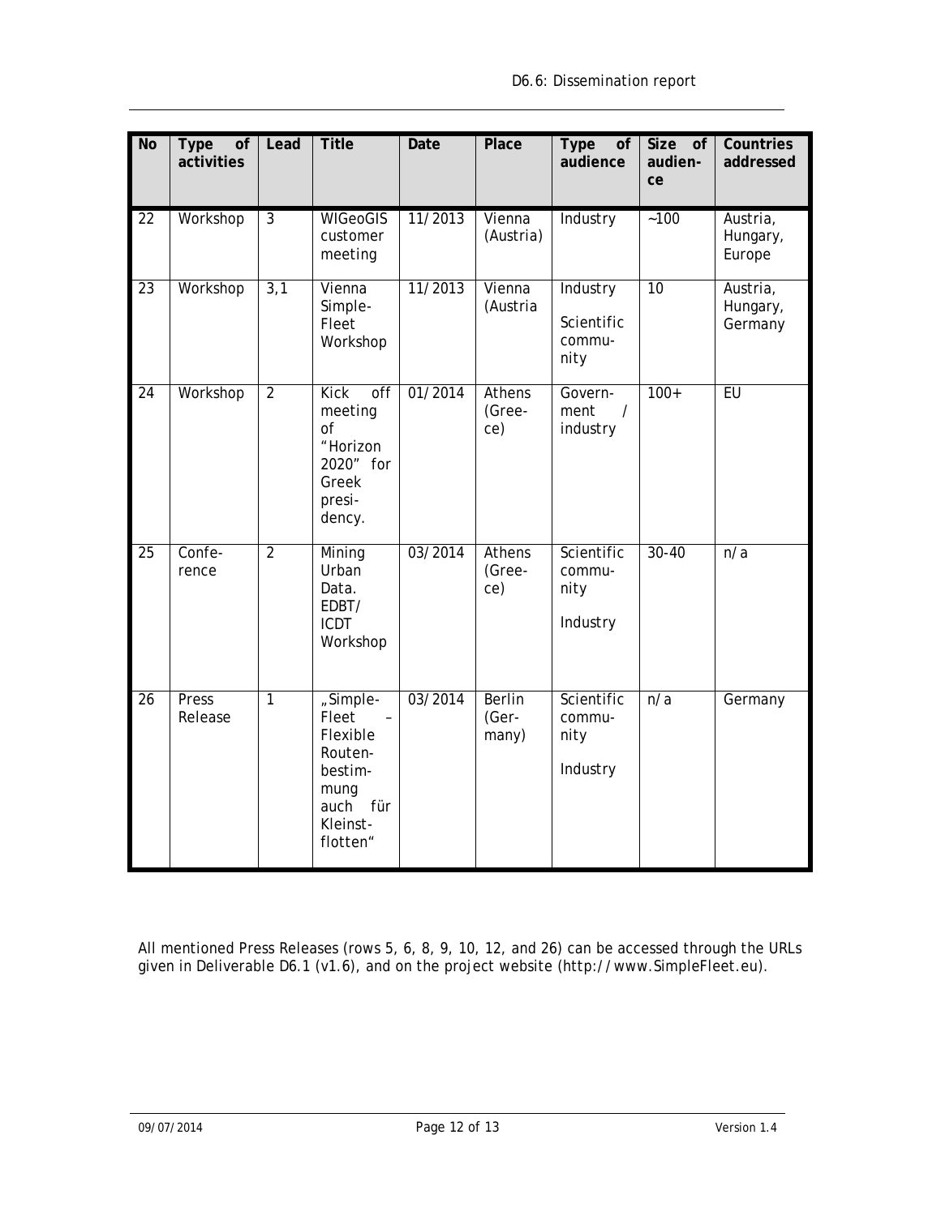| No | Type of activities | Lead | Title | Date | Place | Type of audience | Size of audien-ce | Countries addressed |
|---|---|---|---|---|---|---|---|---|
| 22 | Workshop | 3 | WIGeoGIS customer meeting | 11/2013 | Vienna (Austria) | Industry | ~100 | Austria, Hungary, Europe |
| 23 | Workshop | 3,1 | Vienna Simple-Fleet Workshop | 11/2013 | Vienna (Austria | Industry Scientific commu-nity | 10 | Austria, Hungary, Germany |
| 24 | Workshop | 2 | Kick off meeting of "Horizon 2020" for Greek presi-dency. | 01/2014 | Athens (Gree-ce) | Govern-ment / industry | 100+ | EU |
| 25 | Confe-rence | 2 | Mining Urban Data. EDBT/ ICDT Workshop | 03/2014 | Athens (Gree-ce) | Scientific commu-nity Industry | 30-40 | n/a |
| 26 | Press Release | 1 | „Simple-Fleet – Flexible Routen-bestim-mung auch für Kleinst-flotten" | 03/2014 | Berlin (Ger-many) | Scientific commu-nity Industry | n/a | Germany |

All mentioned Press Releases (rows 5, 6, 8, 9, 10, 12, and 26) can be accessed through the URLs given in Deliverable D6.1 (v1.6), and on the project website (http://www.SimpleFleet.eu).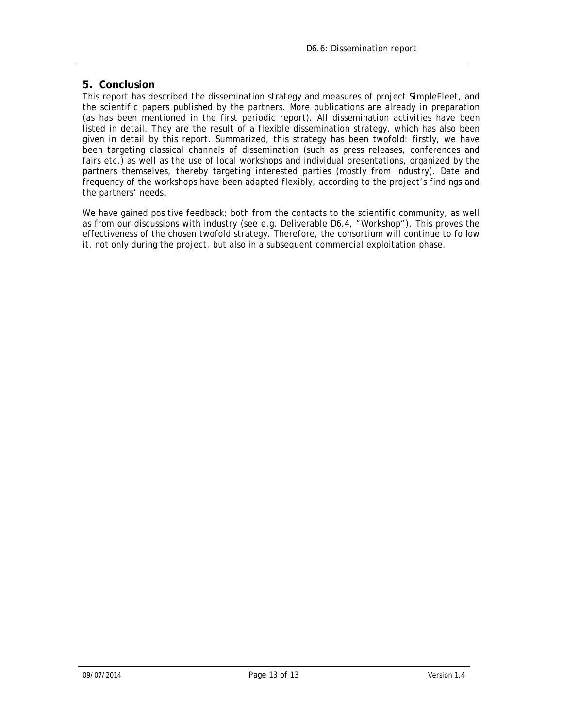## 5. Conclusion

This report has described the dissemination strategy and measures of project SimpleFleet, and the scientific papers published by the partners. More publications are already in preparation (as has been mentioned in the first periodic report). All dissemination activities have been listed in detail. They are the result of a flexible dissemination strategy, which has also been given in detail by this report. Summarized, this strategy has been twofold: firstly, we have been targeting classical channels of dissemination (such as press releases, conferences and fairs etc.) as well as the use of local workshops and individual presentations, organized by the partners themselves, thereby targeting interested parties (mostly from industry). Date and frequency of the workshops have been adapted flexibly, according to the project's findings and the partners' needs.

We have gained positive feedback; both from the contacts to the scientific community, as well as from our discussions with industry (see e.g. Deliverable D6.4, "Workshop"). This proves the effectiveness of the chosen twofold strategy. Therefore, the consortium will continue to follow it, not only during the project, but also in a subsequent commercial exploitation phase.